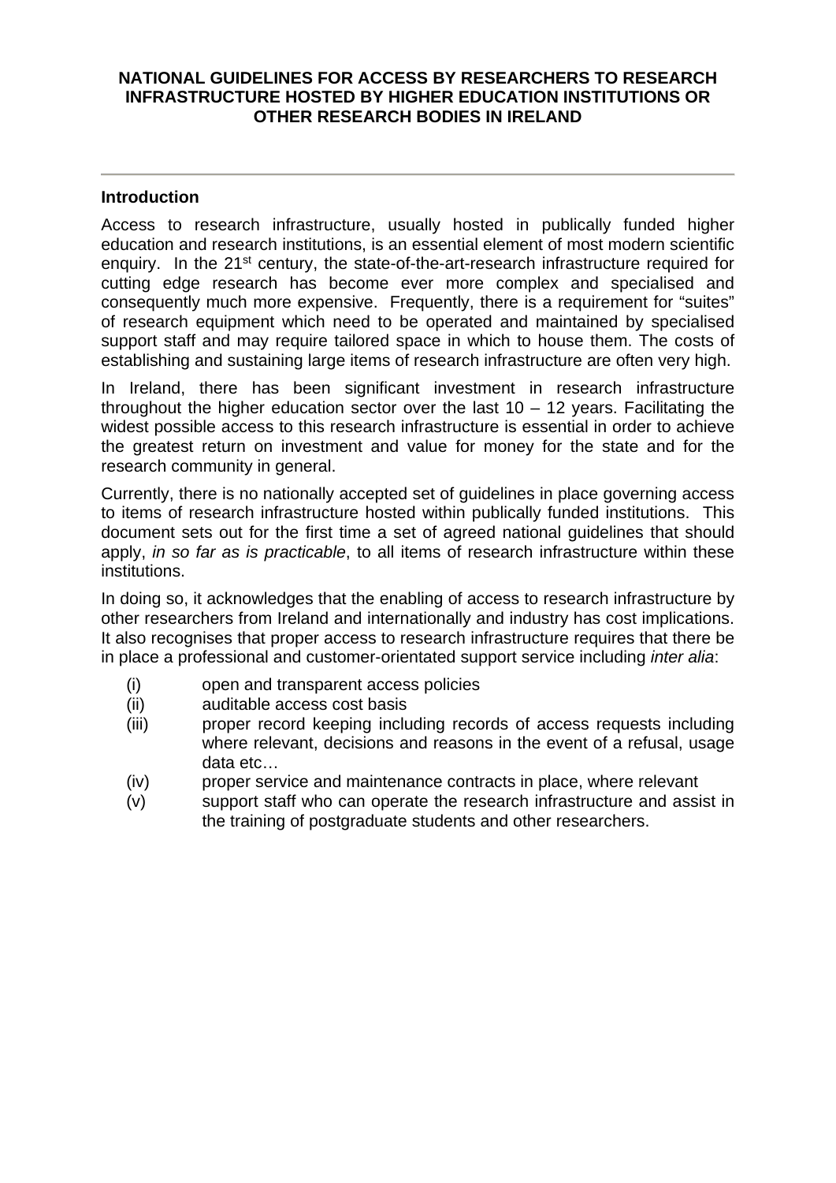# NATIONAL GUIDELINES FOR ACCESS BY RESEARCHERS TO RESEARCH INFRASTRUCTURE HOSTED BY HIGHER EDUCATION INSTITUTIONS OR OTHER RESEARCH BODIES IN IRELAND

---

## Introduction

Access to research infrastructure, usually hosted in publically funded higher education and research institutions, is an essential element of most modern scientific enquiry. In the 21st century, the state-of-the-art-research infrastructure required for cutting edge research has become ever more complex and specialised and consequently much more expensive. Frequently, there is a requirement for "suites" of research equipment which need to be operated and maintained by specialised support staff and may require tailored space in which to house them. The costs of establishing and sustaining large items of research infrastructure are often very high.

In Ireland, there has been significant investment in research infrastructure throughout the higher education sector over the last 10 – 12 years. Facilitating the widest possible access to this research infrastructure is essential in order to achieve the greatest return on investment and value for money for the state and for the research community in general.

Currently, there is no nationally accepted set of guidelines in place governing access to items of research infrastructure hosted within publically funded institutions. This document sets out for the first time a set of agreed national guidelines that should apply, *in so far as is practicable*, to all items of research infrastructure within these institutions.

In doing so, it acknowledges that the enabling of access to research infrastructure by other researchers from Ireland and internationally and industry has cost implications. It also recognises that proper access to research infrastructure requires that there be in place a professional and customer-orientated support service including *inter alia*:

- (i) open and transparent access policies
- (ii) auditable access cost basis
- (iii) proper record keeping including records of access requests including where relevant, decisions and reasons in the event of a refusal, usage data etc…
- (iv) proper service and maintenance contracts in place, where relevant
- (v) support staff who can operate the research infrastructure and assist in the training of postgraduate students and other researchers.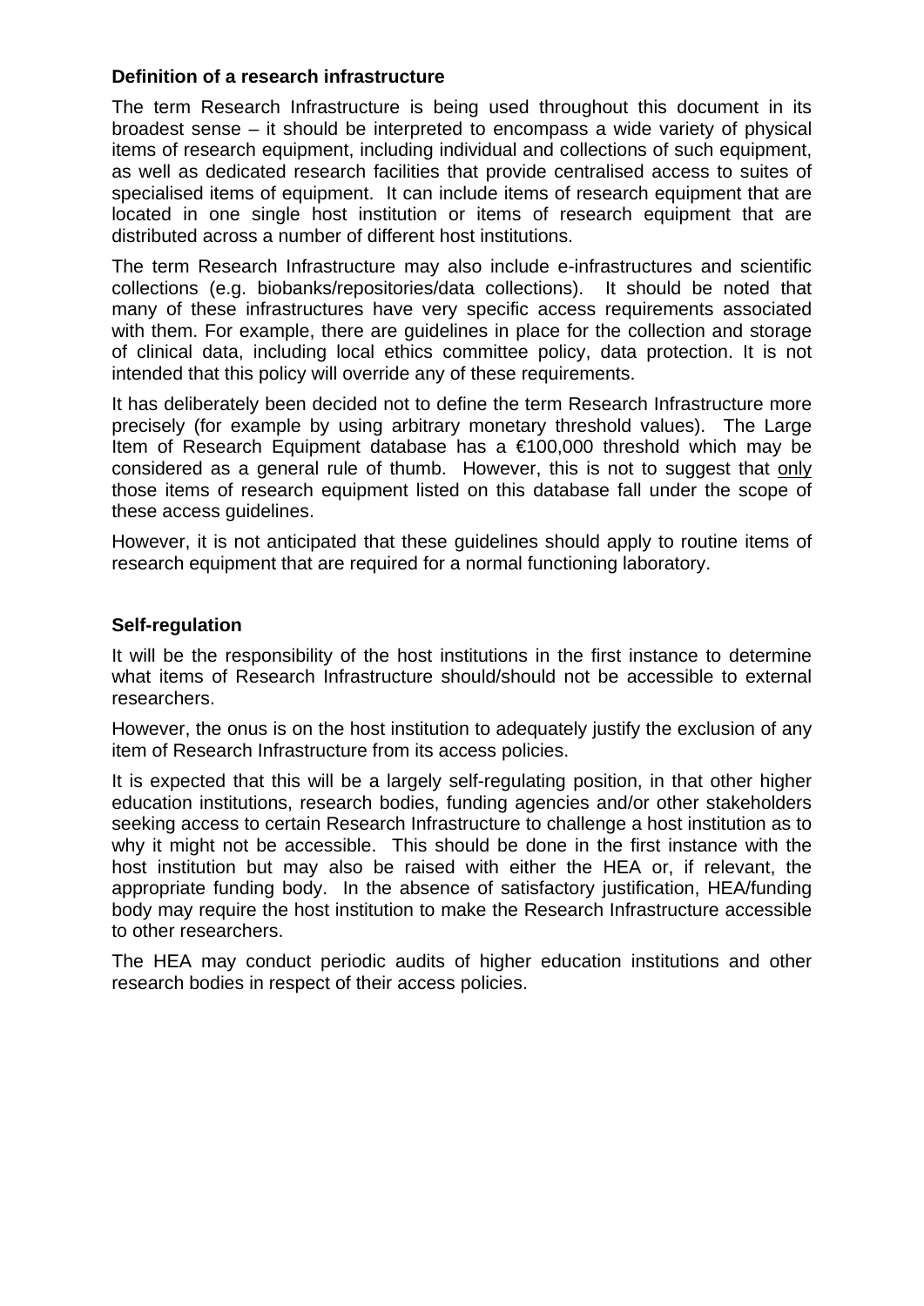### Definition of a research infrastructure

The term Research Infrastructure is being used throughout this document in its broadest sense – it should be interpreted to encompass a wide variety of physical items of research equipment, including individual and collections of such equipment, as well as dedicated research facilities that provide centralised access to suites of specialised items of equipment. It can include items of research equipment that are located in one single host institution or items of research equipment that are distributed across a number of different host institutions.

The term Research Infrastructure may also include e-infrastructures and scientific collections (e.g. biobanks/repositories/data collections). It should be noted that many of these infrastructures have very specific access requirements associated with them. For example, there are guidelines in place for the collection and storage of clinical data, including local ethics committee policy, data protection. It is not intended that this policy will override any of these requirements.

It has deliberately been decided not to define the term Research Infrastructure more precisely (for example by using arbitrary monetary threshold values). The Large Item of Research Equipment database has a €100,000 threshold which may be considered as a general rule of thumb. However, this is not to suggest that only those items of research equipment listed on this database fall under the scope of these access guidelines.

However, it is not anticipated that these guidelines should apply to routine items of research equipment that are required for a normal functioning laboratory.

### Self-regulation

It will be the responsibility of the host institutions in the first instance to determine what items of Research Infrastructure should/should not be accessible to external researchers.

However, the onus is on the host institution to adequately justify the exclusion of any item of Research Infrastructure from its access policies.

It is expected that this will be a largely self-regulating position, in that other higher education institutions, research bodies, funding agencies and/or other stakeholders seeking access to certain Research Infrastructure to challenge a host institution as to why it might not be accessible. This should be done in the first instance with the host institution but may also be raised with either the HEA or, if relevant, the appropriate funding body. In the absence of satisfactory justification, HEA/funding body may require the host institution to make the Research Infrastructure accessible to other researchers.

The HEA may conduct periodic audits of higher education institutions and other research bodies in respect of their access policies.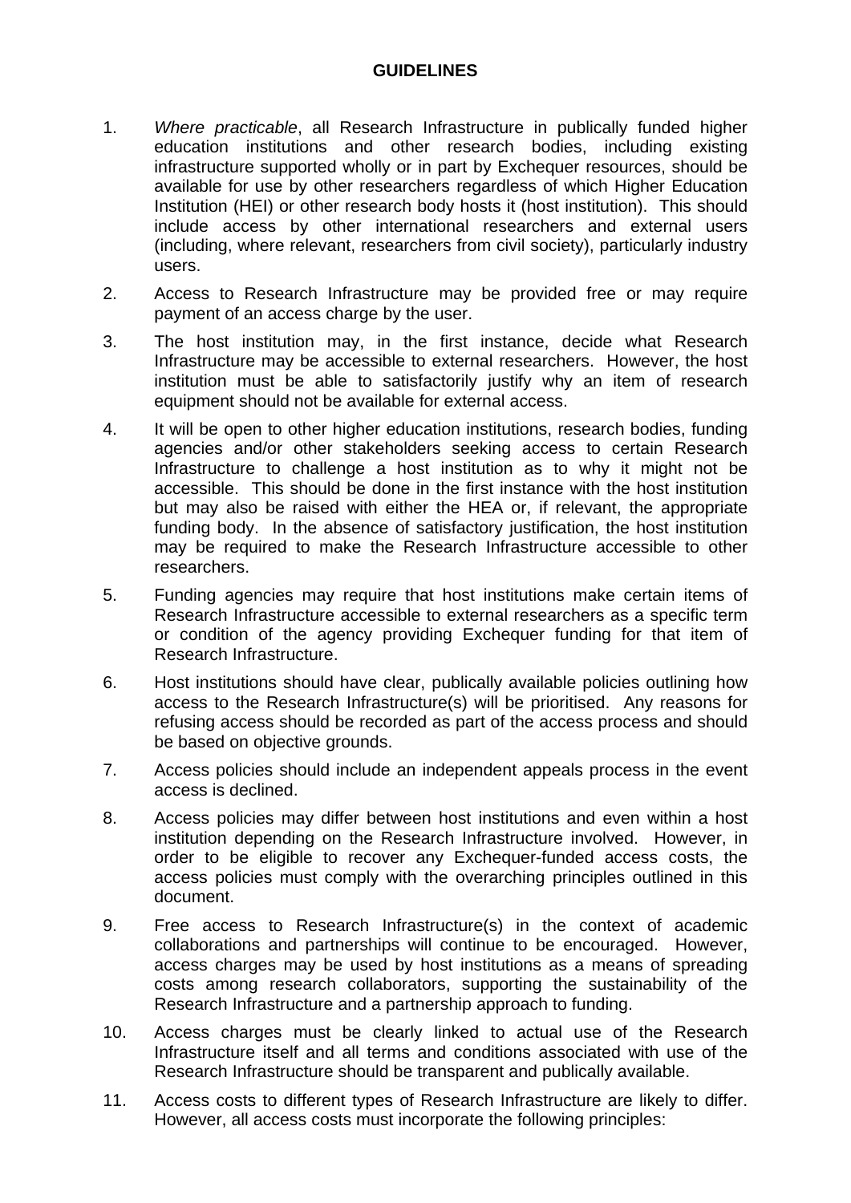**GUIDELINES**

1. *Where practicable*, all Research Infrastructure in publically funded higher education institutions and other research bodies, including existing infrastructure supported wholly or in part by Exchequer resources, should be available for use by other researchers regardless of which Higher Education Institution (HEI) or other research body hosts it (host institution). This should include access by other international researchers and external users (including, where relevant, researchers from civil society), particularly industry users.

2. Access to Research Infrastructure may be provided free or may require payment of an access charge by the user.

3. The host institution may, in the first instance, decide what Research Infrastructure may be accessible to external researchers. However, the host institution must be able to satisfactorily justify why an item of research equipment should not be available for external access.

4. It will be open to other higher education institutions, research bodies, funding agencies and/or other stakeholders seeking access to certain Research Infrastructure to challenge a host institution as to why it might not be accessible. This should be done in the first instance with the host institution but may also be raised with either the HEA or, if relevant, the appropriate funding body. In the absence of satisfactory justification, the host institution may be required to make the Research Infrastructure accessible to other researchers.

5. Funding agencies may require that host institutions make certain items of Research Infrastructure accessible to external researchers as a specific term or condition of the agency providing Exchequer funding for that item of Research Infrastructure.

6. Host institutions should have clear, publically available policies outlining how access to the Research Infrastructure(s) will be prioritised. Any reasons for refusing access should be recorded as part of the access process and should be based on objective grounds.

7. Access policies should include an independent appeals process in the event access is declined.

8. Access policies may differ between host institutions and even within a host institution depending on the Research Infrastructure involved. However, in order to be eligible to recover any Exchequer-funded access costs, the access policies must comply with the overarching principles outlined in this document.

9. Free access to Research Infrastructure(s) in the context of academic collaborations and partnerships will continue to be encouraged. However, access charges may be used by host institutions as a means of spreading costs among research collaborators, supporting the sustainability of the Research Infrastructure and a partnership approach to funding.

10. Access charges must be clearly linked to actual use of the Research Infrastructure itself and all terms and conditions associated with use of the Research Infrastructure should be transparent and publically available.

11. Access costs to different types of Research Infrastructure are likely to differ. However, all access costs must incorporate the following principles: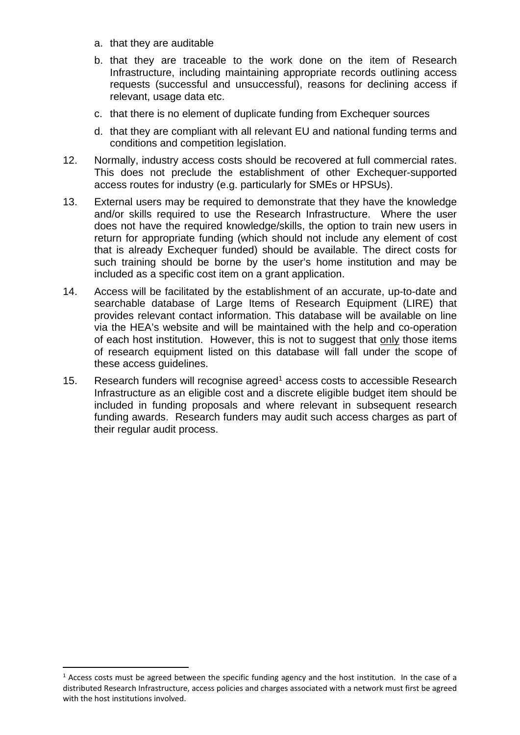a. that they are auditable

b. that they are traceable to the work done on the item of Research Infrastructure, including maintaining appropriate records outlining access requests (successful and unsuccessful), reasons for declining access if relevant, usage data etc.

c. that there is no element of duplicate funding from Exchequer sources

d. that they are compliant with all relevant EU and national funding terms and conditions and competition legislation.

12. Normally, industry access costs should be recovered at full commercial rates. This does not preclude the establishment of other Exchequer-supported access routes for industry (e.g. particularly for SMEs or HPSUs).

13. External users may be required to demonstrate that they have the knowledge and/or skills required to use the Research Infrastructure. Where the user does not have the required knowledge/skills, the option to train new users in return for appropriate funding (which should not include any element of cost that is already Exchequer funded) should be available. The direct costs for such training should be borne by the user's home institution and may be included as a specific cost item on a grant application.

14. Access will be facilitated by the establishment of an accurate, up-to-date and searchable database of Large Items of Research Equipment (LIRE) that provides relevant contact information. This database will be available on line via the HEA's website and will be maintained with the help and co-operation of each host institution. However, this is not to suggest that only those items of research equipment listed on this database will fall under the scope of these access guidelines.

15. Research funders will recognise agreed[1] access costs to accessible Research Infrastructure as an eligible cost and a discrete eligible budget item should be included in funding proposals and where relevant in subsequent research funding awards. Research funders may audit such access charges as part of their regular audit process.

---

[1] Access costs must be agreed between the specific funding agency and the host institution. In the case of a distributed Research Infrastructure, access policies and charges associated with a network must first be agreed with the host institutions involved.